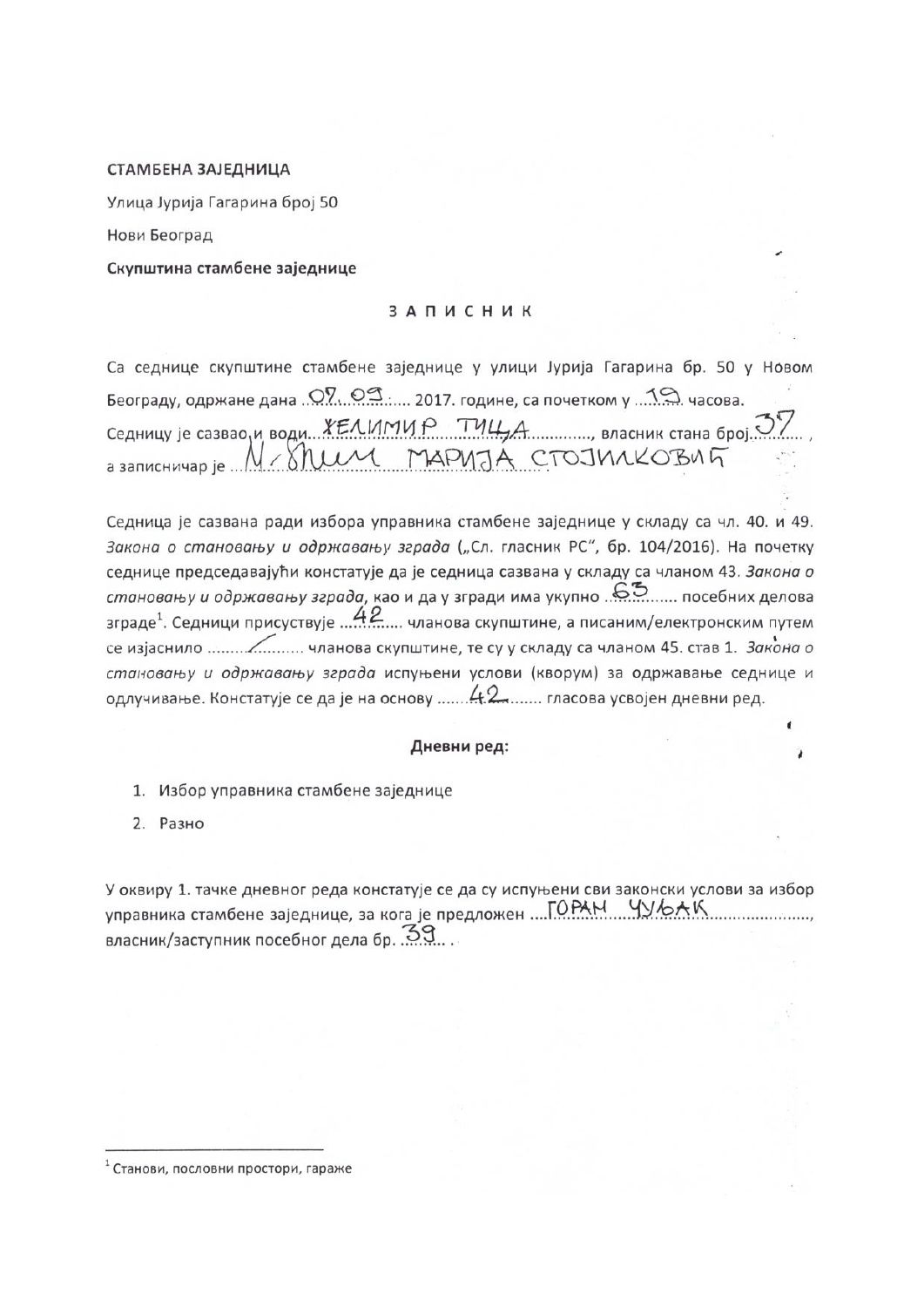**СТАМБЕНА ЗАЈЕДНИЦА**

Улица Јурија Гагарина број 50

Нови Београд

**Скупштина стамбене заједнице**

### З А П И С Н И К

Са седнице скупштине стамбене заједнице у улици Јурија Гагарина бр. 50 у Новом Београду, одржане дана 07. 09. 2017. године, са почетком у 19 часова.
Седницу је сазвао и води ЖЕЛИМИР ТИЦА, власник стана број 37, а записничар је Н/Ѕ МАРИЈА СТОЈИЛКОВИЋ

Седница је сазвана ради избора управника стамбене заједнице у складу са чл. 40. и 49. *Закона о становању и одржавању зграда* („Сл. гласник РС", бр. 104/2016). На почетку седнице председавајући констатује да је седница сазвана у складу са чланом 43. *Закона о становању и одржавању зграда*, као и да у згради има укупно 63 посебних делова зграде[1]. Седници присуствује 42 чланова скупштине, а писаним/електронским путем се изјаснило / чланова скупштине, те су у складу са чланом 45. став 1. *Закона о становању и одржавању зграда* испуњени услови (кворум) за одржавање седнице и одлучивање. Констатује се да је на основу 42 гласова усвојен дневни ред.

**Дневни ред:**

1. Избор управника стамбене заједнице
2. Разно

У оквиру 1. тачке дневног реда констатује се да су испуњени сви законски услови за избор управника стамбене заједнице, за кога је предложен ГОРАН ЧУЉАК, власник/заступник посебног дела бр. 39.

---

[1] Станови, пословни простори, гараже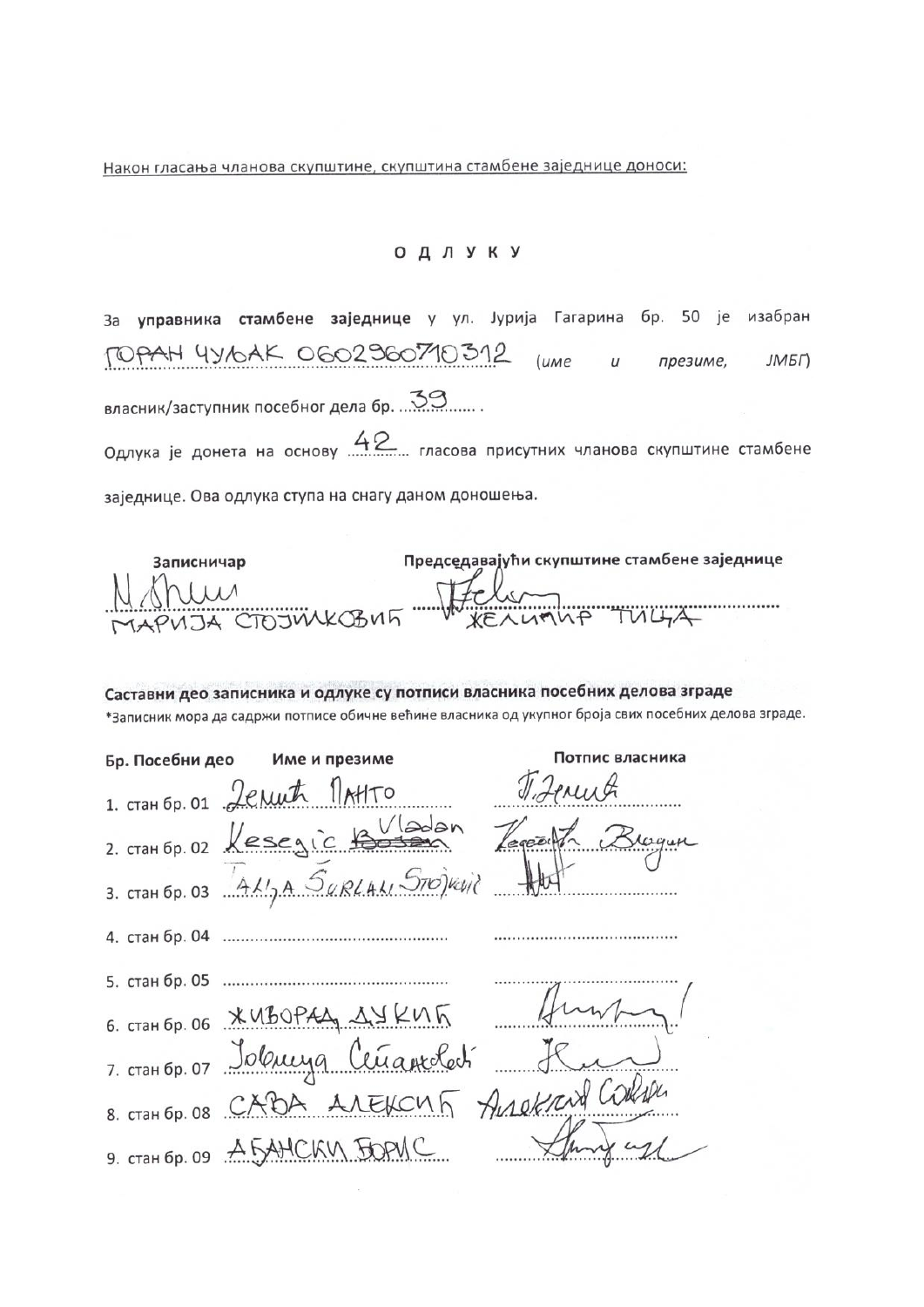Након гласања чланова скупштине, скупштина стамбене заједнице доноси:

# ОДЛУКУ

За **управника стамбене заједнице** у ул. Јурија Гагарина бр. 50 је изабран ГОРАН ЧУЉАК 0602960710312 (*име и презиме, ЈМБГ*)

власник/заступник посебног дела бр. 39 .

Одлука је донета на основу 42 гласова присутних чланова скупштине стамбене заједнице. Ова одлука ступа на снагу даном доношења.

| **Записничар** | **Председавајући скупштине стамбене заједнице** |
|---|---|
| МАРИЈА СТОЈИЉКОВИЋ | ЖЕЛИМИР ТИЦА |

**Саставни део записника и одлуке су потписи власника посебних делова зграде**

*Записник мора да садржи потписе обичне већине власника од укупног броја свих посебних делова зграде.

| Бр. Посебни део | Име и презиме | Потпис власника |
|---|---|---|
| 1. стан бр. 01 | Zenuth ПАНТО | [потпис] |
| 2. стан бр. 02 | Kesegic ~~Bosan~~ Vladan | [потпис] |
| 3. стан бр. 03 | TALJA ŠURLAN Stojković | [потпис] |
| 4. стан бр. 04 | | |
| 5. стан бр. 05 | | |
| 6. стан бр. 06 | ЖИВОРАД ДУКИЋ | [потпис] |
| 7. стан бр. 07 | Јованка Стаменковић | [потпис] |
| 8. стан бр. 08 | САВА АЛЕКСИЋ | [потпис] |
| 9. стан бр. 09 | АБАНСКИ БОРИС | [потпис] |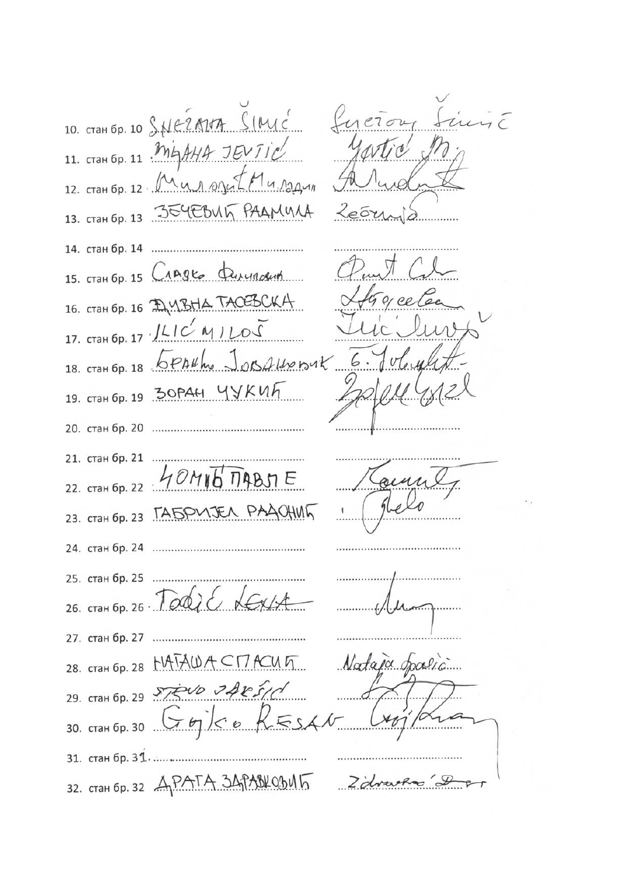| | | |
|---|---|---|
| 10. стан бр. 10 | SNEŽANA ŠIMIĆ | Snežana Šimić |
| 11. стан бр. 11 | MAJANA JEVTIĆ | Jevtić M. |
| 12. стан бр. 12 | Миловић Миладин | |
| 13. стан бр. 13 | ЗЕЧЕВИЋ РАДМИЛА | Zečević |
| 14. стан бр. 14 | | |
| 15. стан бр. 15 | Славко Филиповић | |
| 16. стан бр. 16 | ДИВНА ТАСЕВСКА | |
| 17. стан бр. 17 | ILIĆ MILOŠ | Ilić Miloš |
| 18. стан бр. 18 | Бранко Јовановић | Б. Јовановић |
| 19. стан бр. 19 | ЗОРАН ЧУКИЋ | |
| 20. стан бр. 20 | | |
| 21. стан бр. 21 | | |
| 22. стан бр. 22 | ЛОМИЋ ПАВЛЕ | |
| 23. стан бр. 23 | ГАБРИЈЕЛ РАДОНИЋ | |
| 24. стан бр. 24 | | |
| 25. стан бр. 25 | | |
| 26. стан бр. 26 | Tošić Lela | |
| 27. стан бр. 27 | | |
| 28. стан бр. 28 | НАТАША СПАСИЋ | Nataša Spasić |
| 29. стан бр. 29 | STEVO JAKŠIĆ | |
| 30. стан бр. 30 | Gojko RESAN | |
| 31. стан бр. 31 | | |
| 32. стан бр. 32 | ДРАГА ЗДРАВКОВИЋ | Zdravković D. |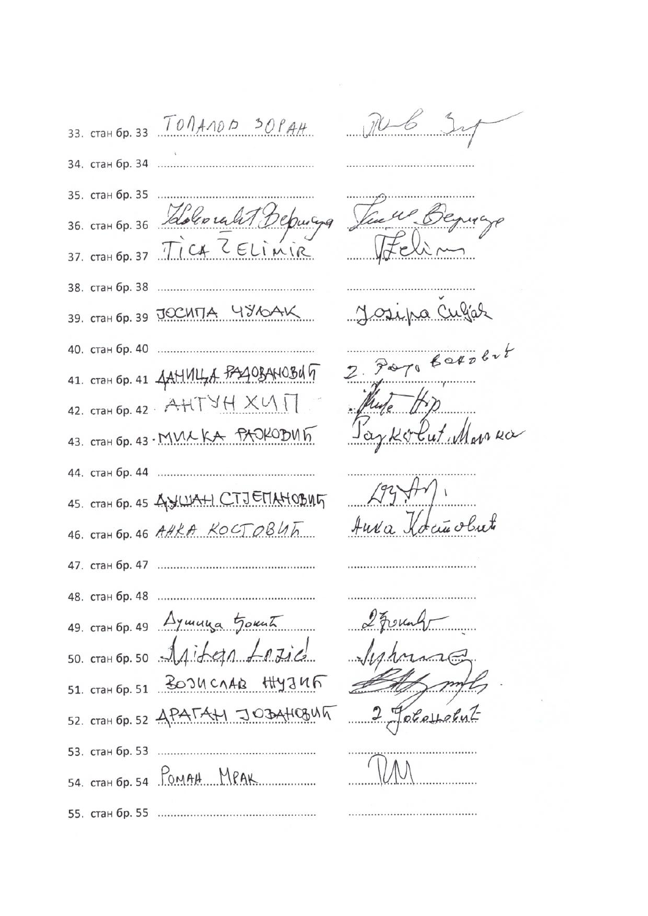| | | |
|---|---|---|
| 33. стан бр. 33 | ТОПАЛОВ ЗОРАН | Топ. Зор |
| 34. стан бр. 34 | | |
| 35. стан бр. 35 | | |
| 36. стан бр. 36 | Новаковић Вериця | Нов. Вериця |
| 37. стан бр. 37 | TICA ŽELIMIR | Želim |
| 38. стан бр. 38 | | |
| 39. стан бр. 39 | ЈОСИПА ЧУЉАК | Josipa Čuljak |
| 40. стан бр. 40 | | |
| 41. стан бр. 41 | ДАНИЦА РАДОВАНОВИЋ | Д. Радовановић |
| 42. стан бр. 42 | АНТУН ХИП | Ante Hip |
| 43. стан бр. 43 | МИЛКА РАЈКОВИЋ | Рајковић Милка |
| 44. стан бр. 44 | | |
| 45. стан бр. 45 | ДУШАН СТЈЕПАНОВИЋ | ДУ |
| 46. стан бр. 46 | АНКА КОСТОВИЋ | Анка Костовић |
| 47. стан бр. 47 | | |
| 48. стан бр. 48 | | |
| 49. стан бр. 49 | Душица Ђокић | Ђокић |
| 50. стан бр. 50 | Milan Lozić | |
| 51. стан бр. 51 | ВОЈИСЛАВ НУЈИЋ | |
| 52. стан бр. 52 | ДРАГАН ЈОВАНОВИЋ | Д. Јовановић |
| 53. стан бр. 53 | | |
| 54. стан бр. 54 | РОМАН МРАК | РМ |
| 55. стан бр. 55 | | |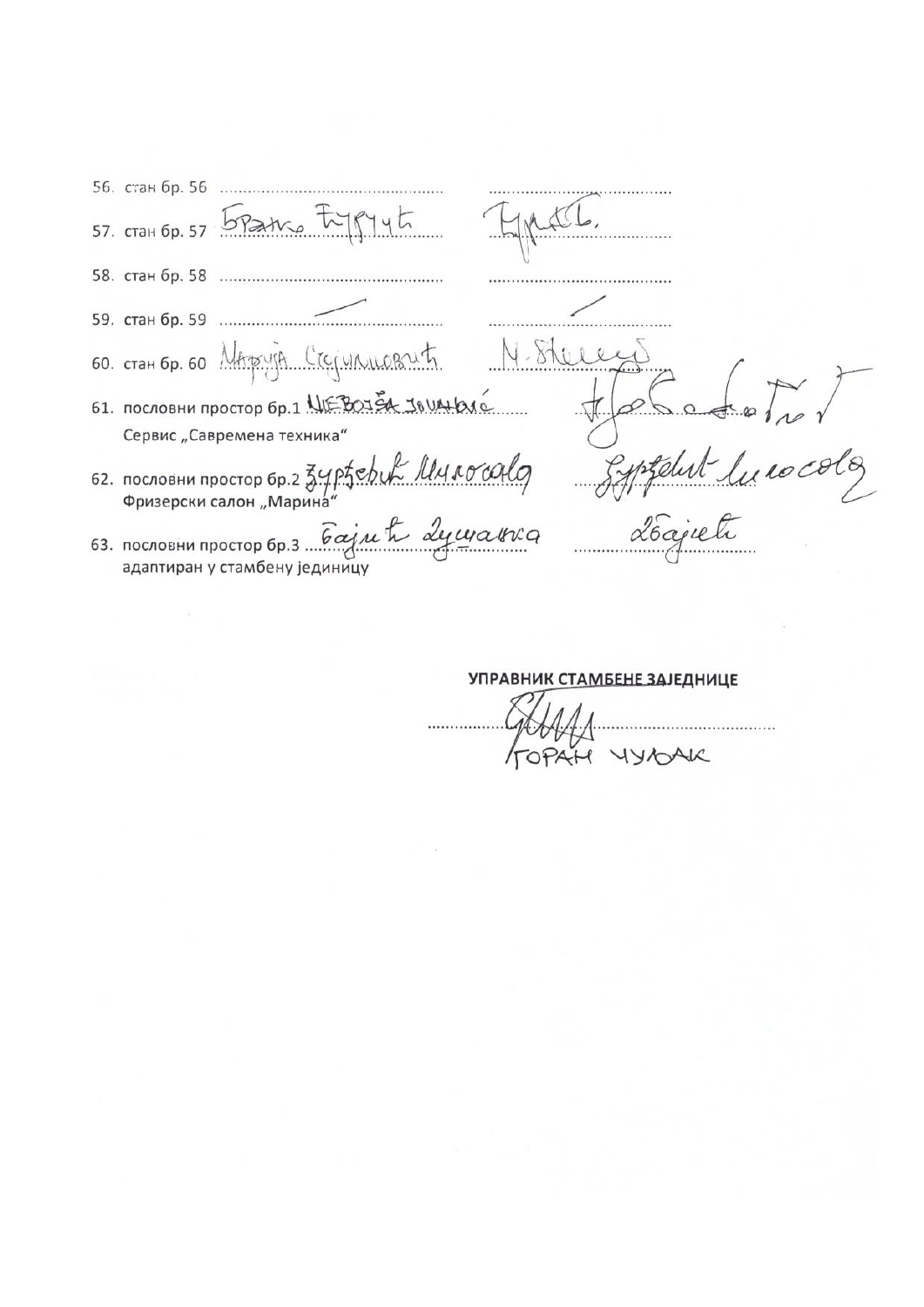56. стан бр. 56 ............................................ ............................................

57. стан бр. 57 Бранко Журкић ............................................ Журкић ............................................

58. стан бр. 58 ............................................ ............................................

59. стан бр. 59 ............................................ ............................................

60. стан бр. 60 Марија Стојмановић ............................................ М. Стојм ............................................

61. пословни простор бр.1 НЕБОЈША ЈОВАНОВИЋ ............................................ ............................................
Сервис „Савремена техника"

62. пословни простор бр.2 Журђевић Милосава ............................................ Журђевић Милосава ............................................
Фризерски салон „Марина"

63. пословни простор бр.3 Бајић Душанка ............................................ Д.Бајић ............................................
адаптиран у стамбену јединицу

**УПРАВНИК СТАМБЕНЕ ЗАЈЕДНИЦЕ**

............................................

ГОРАН ЧУЛАК